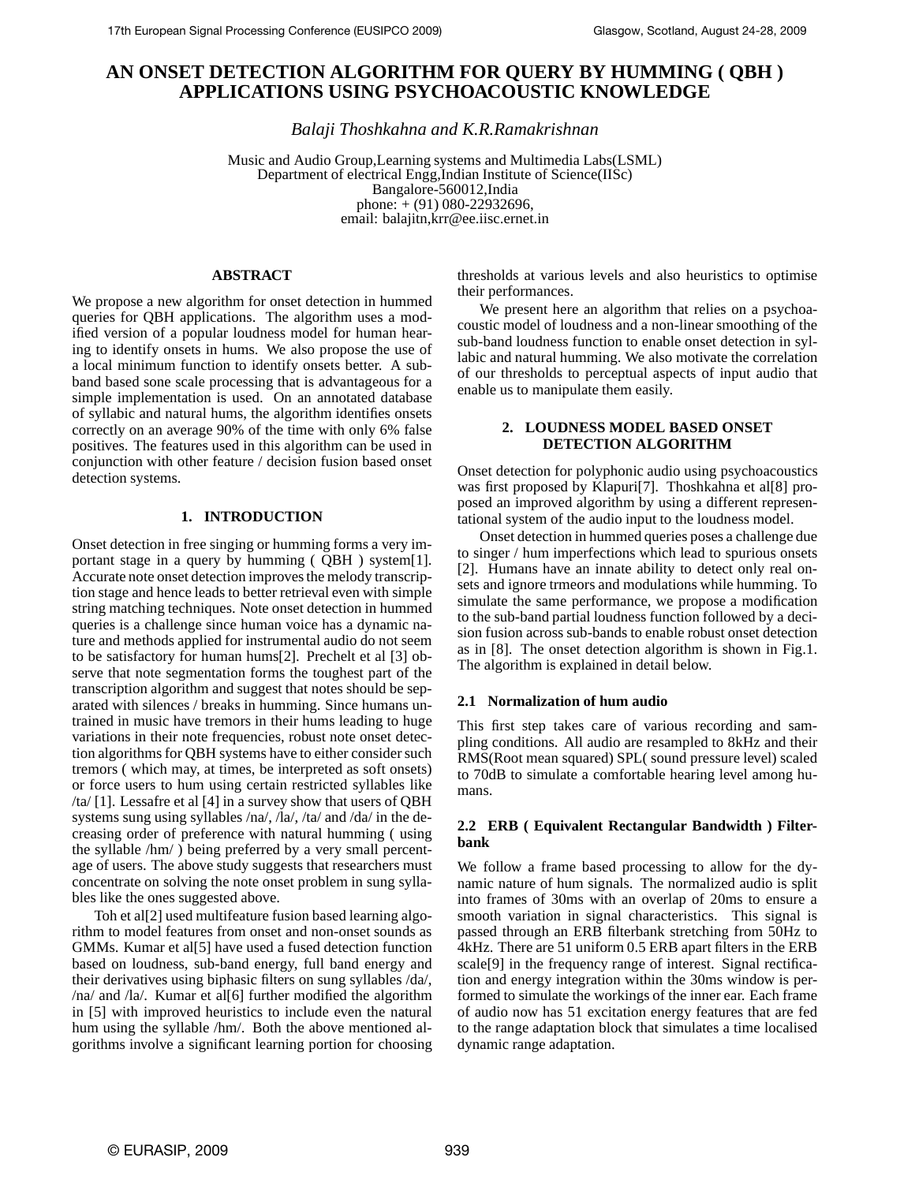# AN ONSET DETECTION ALGORITHM FOR QUERY BY HUMMING ( QBH ) APPLICATIONS USING PSYCHOACOUSTIC KNOWLEDGE

*Balaji Thoshkahna and K.R.Ramakrishnan*

Music and Audio Group,Learning systems and Multimedia Labs(LSML)
Department of electrical Engg,Indian Institute of Science(IISc)
Bangalore-560012,India
phone: + (91) 080-22932696,
email: balajitn,krr@ee.iisc.ernet.in

## ABSTRACT

We propose a new algorithm for onset detection in hummed queries for QBH applications. The algorithm uses a modified version of a popular loudness model for human hearing to identify onsets in hums. We also propose the use of a local minimum function to identify onsets better. A subband based sone scale processing that is advantageous for a simple implementation is used. On an annotated database of syllabic and natural hums, the algorithm identifies onsets correctly on an average 90% of the time with only 6% false positives. The features used in this algorithm can be used in conjunction with other feature / decision fusion based onset detection systems.

## 1. INTRODUCTION

Onset detection in free singing or humming forms a very important stage in a query by humming ( QBH ) system[1]. Accurate note onset detection improves the melody transcription stage and hence leads to better retrieval even with simple string matching techniques. Note onset detection in hummed queries is a challenge since human voice has a dynamic nature and methods applied for instrumental audio do not seem to be satisfactory for human hums[2]. Prechelt et al [3] observe that note segmentation forms the toughest part of the transcription algorithm and suggest that notes should be separated with silences / breaks in humming. Since humans untrained in music have tremors in their hums leading to huge variations in their note frequencies, robust note onset detection algorithms for QBH systems have to either consider such tremors ( which may, at times, be interpreted as soft onsets) or force users to hum using certain restricted syllables like /ta/ [1]. Lessafre et al [4] in a survey show that users of QBH systems sung using syllables /na/, /la/, /ta/ and /da/ in the decreasing order of preference with natural humming ( using the syllable /hm/ ) being preferred by a very small percentage of users. The above study suggests that researchers must concentrate on solving the note onset problem in sung syllables like the ones suggested above.

Toh et al[2] used multifeature fusion based learning algorithm to model features from onset and non-onset sounds as GMMs. Kumar et al[5] have used a fused detection function based on loudness, sub-band energy, full band energy and their derivatives using biphasic filters on sung syllables /da/, /na/ and /la/. Kumar et al[6] further modified the algorithm in [5] with improved heuristics to include even the natural hum using the syllable /hm/. Both the above mentioned algorithms involve a significant learning portion for choosing thresholds at various levels and also heuristics to optimise their performances.

We present here an algorithm that relies on a psychoacoustic model of loudness and a non-linear smoothing of the sub-band loudness function to enable onset detection in syllabic and natural humming. We also motivate the correlation of our thresholds to perceptual aspects of input audio that enable us to manipulate them easily.

## 2. LOUDNESS MODEL BASED ONSET DETECTION ALGORITHM

Onset detection for polyphonic audio using psychoacoustics was first proposed by Klapuri[7]. Thoshkahna et al[8] proposed an improved algorithm by using a different representational system of the audio input to the loudness model.

Onset detection in hummed queries poses a challenge due to singer / hum imperfections which lead to spurious onsets [2]. Humans have an innate ability to detect only real onsets and ignore trmeors and modulations while humming. To simulate the same performance, we propose a modification to the sub-band partial loudness function followed by a decision fusion across sub-bands to enable robust onset detection as in [8]. The onset detection algorithm is shown in Fig.1. The algorithm is explained in detail below.

### 2.1 Normalization of hum audio

This first step takes care of various recording and sampling conditions. All audio are resampled to 8kHz and their RMS(Root mean squared) SPL( sound pressure level) scaled to 70dB to simulate a comfortable hearing level among humans.

### 2.2 ERB ( Equivalent Rectangular Bandwidth ) Filterbank

We follow a frame based processing to allow for the dynamic nature of hum signals. The normalized audio is split into frames of 30ms with an overlap of 20ms to ensure a smooth variation in signal characteristics. This signal is passed through an ERB filterbank stretching from 50Hz to 4kHz. There are 51 uniform 0.5 ERB apart filters in the ERB scale[9] in the frequency range of interest. Signal rectification and energy integration within the 30ms window is performed to simulate the workings of the inner ear. Each frame of audio now has 51 excitation energy features that are fed to the range adaptation block that simulates a time localised dynamic range adaptation.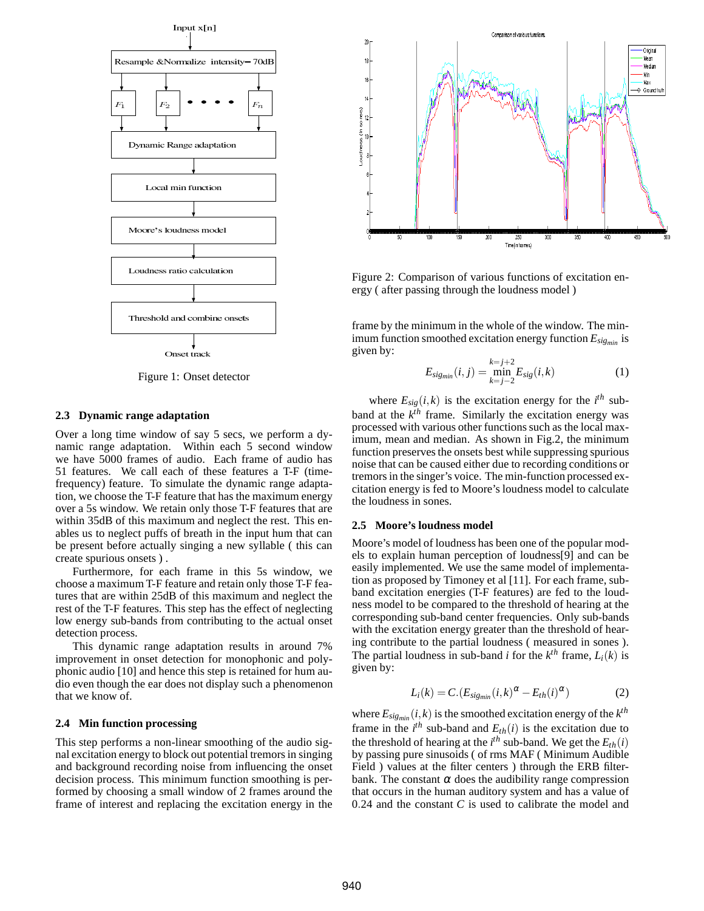Figure 1: Onset detector

Figure 2: Comparison of various functions of excitation energy ( after passing through the loudness model )

### 2.3 Dynamic range adaptation

Over a long time window of say 5 secs, we perform a dynamic range adaptation. Within each 5 second window we have 5000 frames of audio. Each frame of audio has 51 features. We call each of these features a T-F (time-frequency) feature. To simulate the dynamic range adaptation, we choose the T-F feature that has the maximum energy over a 5s window. We retain only those T-F features that are within 35dB of this maximum and neglect the rest. This enables us to neglect puffs of breath in the input hum that can be present before actually singing a new syllable ( this can create spurious onsets ) .

Furthermore, for each frame in this 5s window, we choose a maximum T-F feature and retain only those T-F features that are within 25dB of this maximum and neglect the rest of the T-F features. This step has the effect of neglecting low energy sub-bands from contributing to the actual onset detection process.

This dynamic range adaptation results in around 7% improvement in onset detection for monophonic and polyphonic audio [10] and hence this step is retained for hum audio even though the ear does not display such a phenomenon that we know of.

### 2.4 Min function processing

This step performs a non-linear smoothing of the audio signal excitation energy to block out potential tremors in singing and background recording noise from influencing the onset decision process. This minimum function smoothing is performed by choosing a small window of 2 frames around the frame of interest and replacing the excitation energy in the frame by the minimum in the whole of the window. The minimum function smoothed excitation energy function $E_{sig_{min}}$ is given by:

$$E_{sig_{min}}(i,j) = \min_{k=j-2}^{k=j+2} E_{sig}(i,k) \tag{1}$$

where $E_{sig}(i,k)$ is the excitation energy for the $i^{th}$ sub-band at the $k^{th}$ frame. Similarly the excitation energy was processed with various other functions such as the local maximum, mean and median. As shown in Fig.2, the minimum function preserves the onsets best while suppressing spurious noise that can be caused either due to recording conditions or tremors in the singer's voice. The min-function processed excitation energy is fed to Moore's loudness model to calculate the loudness in sones.

### 2.5 Moore's loudness model

Moore's model of loudness has been one of the popular models to explain human perception of loudness[9] and can be easily implemented. We use the same model of implementation as proposed by Timoney et al [11]. For each frame, sub-band excitation energies (T-F features) are fed to the loudness model to be compared to the threshold of hearing at the corresponding sub-band center frequencies. Only sub-bands with the excitation energy greater than the threshold of hearing contribute to the partial loudness ( measured in sones ). The partial loudness in sub-band $i$ for the $k^{th}$ frame, $L_i(k)$ is given by:

$$L_i(k) = C.(E_{sig_{min}}(i,k)^{\alpha} - E_{th}(i)^{\alpha}) \tag{2}$$

where $E_{sig_{min}}(i,k)$ is the smoothed excitation energy of the $k^{th}$ frame in the $i^{th}$ sub-band and $E_{th}(i)$ is the excitation due to the threshold of hearing at the $i^{th}$ sub-band. We get the $E_{th}(i)$ by passing pure sinusoids ( of rms MAF ( Minimum Audible Field ) values at the filter centers ) through the ERB filterbank. The constant $\alpha$ does the audibility range compression that occurs in the human auditory system and has a value of 0.24 and the constant $C$ is used to calibrate the model and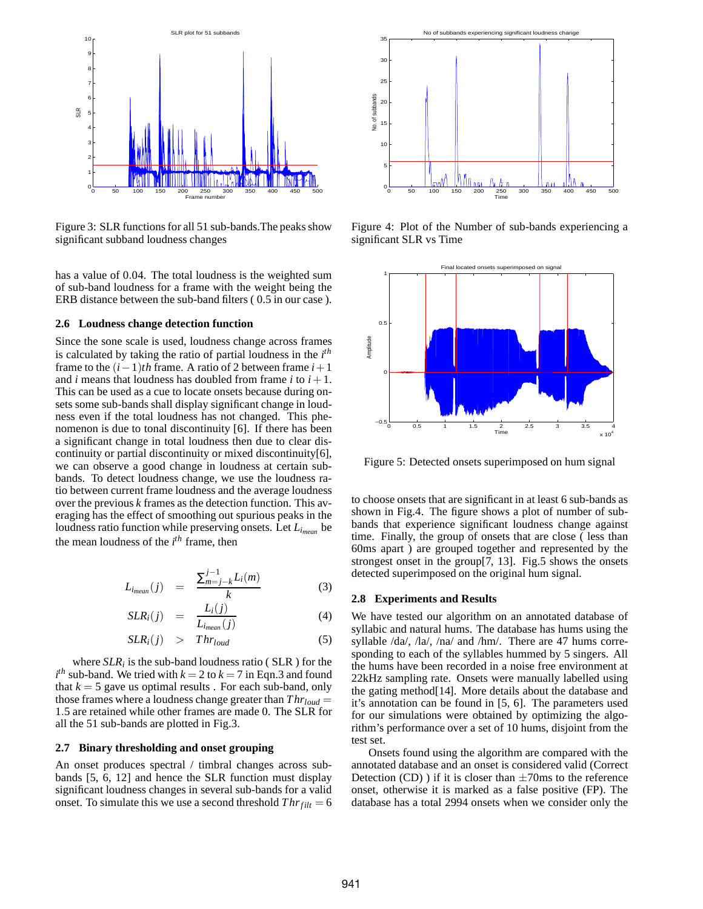Figure 3: SLR functions for all 51 sub-bands.The peaks show significant subband loudness changes

Figure 4: Plot of the Number of sub-bands experiencing a significant SLR vs Time

Figure 5: Detected onsets superimposed on hum signal

has a value of 0.04. The total loudness is the weighted sum of sub-band loudness for a frame with the weight being the ERB distance between the sub-band filters ( 0.5 in our case ).

### 2.6 Loudness change detection function

Since the sone scale is used, loudness change across frames is calculated by taking the ratio of partial loudness in the $i^{th}$ frame to the $(i-1)th$ frame. A ratio of 2 between frame $i+1$ and $i$ means that loudness has doubled from frame $i$ to $i+1$. This can be used as a cue to locate onsets because during onsets some sub-bands shall display significant change in loudness even if the total loudness has not changed. This phenomenon is due to tonal discontinuity [6]. If there has been a significant change in total loudness then due to clear discontinuity or partial discontinuity or mixed discontinuity[6], we can observe a good change in loudness at certain sub-bands. To detect loudness change, we use the loudness ratio between current frame loudness and the average loudness over the previous $k$ frames as the detection function. This averaging has the effect of smoothing out spurious peaks in the loudness ratio function while preserving onsets. Let $L_{i_{mean}}$ be the mean loudness of the $i^{th}$ frame, then

$$L_{i_{mean}}(j) = \frac{\sum_{m=j-k}^{j-1} L_i(m)}{k} \quad (3)$$

$$SLR_i(j) = \frac{L_i(j)}{L_{i_{mean}}(j)} \quad (4)$$

$$SLR_i(j) > Thr_{loud} \quad (5)$$

where $SLR_i$ is the sub-band loudness ratio ( SLR ) for the $i^{th}$ sub-band. We tried with $k=2$ to $k=7$ in Eqn.3 and found that $k=5$ gave us optimal results . For each sub-band, only those frames where a loudness change greater than $Thr_{loud} = 1.5$ are retained while other frames are made 0. The SLR for all the 51 sub-bands are plotted in Fig.3.

### 2.7 Binary thresholding and onset grouping

An onset produces spectral / timbral changes across sub-bands [5, 6, 12] and hence the SLR function must display significant loudness changes in several sub-bands for a valid onset. To simulate this we use a second threshold $Thr_{filt} = 6$ to choose onsets that are significant in at least 6 sub-bands as shown in Fig.4. The figure shows a plot of number of sub-bands that experience significant loudness change against time. Finally, the group of onsets that are close ( less than 60ms apart ) are grouped together and represented by the strongest onset in the group[7, 13]. Fig.5 shows the onsets detected superimposed on the original hum signal.

### 2.8 Experiments and Results

We have tested our algorithm on an annotated database of syllabic and natural hums. The database has hums using the syllable /da/, /la/, /na/ and /hm/. There are 47 hums corresponding to each of the syllables hummed by 5 singers. All the hums have been recorded in a noise free environment at 22kHz sampling rate. Onsets were manually labelled using the gating method[14]. More details about the database and it's annotation can be found in [5, 6]. The parameters used for our simulations were obtained by optimizing the algorithm's performance over a set of 10 hums, disjoint from the test set.

Onsets found using the algorithm are compared with the annotated database and an onset is considered valid (Correct Detection (CD) ) if it is closer than $\pm$70ms to the reference onset, otherwise it is marked as a false positive (FP). The database has a total 2994 onsets when we consider only the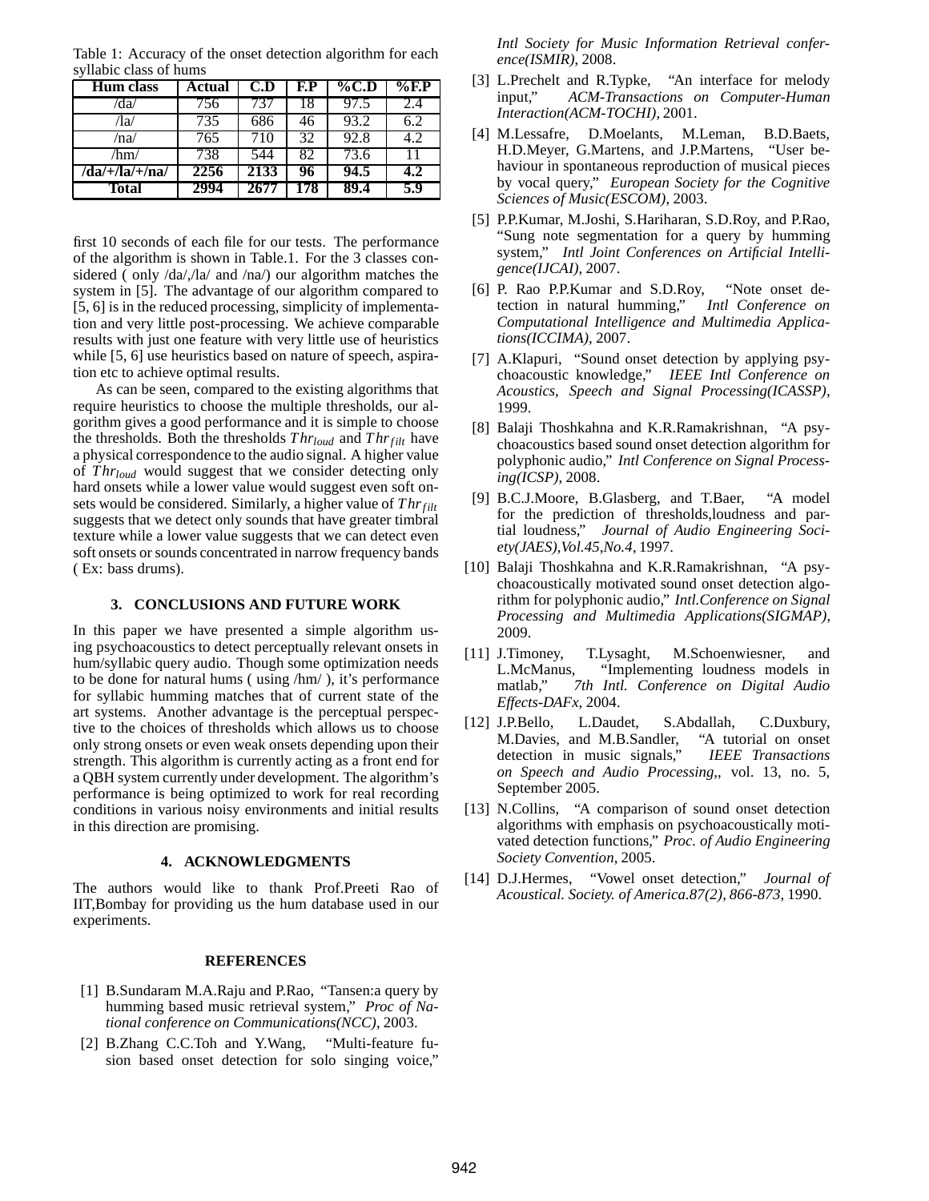Table 1: Accuracy of the onset detection algorithm for each syllabic class of hums

| Hum class | Actual | C.D | F.P | %C.D | %F.P |
|---|---|---|---|---|---|
| /da/ | 756 | 737 | 18 | 97.5 | 2.4 |
| /la/ | 735 | 686 | 46 | 93.2 | 6.2 |
| /na/ | 765 | 710 | 32 | 92.8 | 4.2 |
| /hm/ | 738 | 544 | 82 | 73.6 | 11 |
| **/da/+/la/+/na/** | **2256** | **2133** | **96** | **94.5** | **4.2** |
| **Total** | **2994** | **2677** | **178** | **89.4** | **5.9** |

first 10 seconds of each file for our tests. The performance of the algorithm is shown in Table.1. For the 3 classes considered ( only /da/,/la/ and /na/) our algorithm matches the system in [5]. The advantage of our algorithm compared to [5, 6] is in the reduced processing, simplicity of implementation and very little post-processing. We achieve comparable results with just one feature with very little use of heuristics while [5, 6] use heuristics based on nature of speech, aspiration etc to achieve optimal results.

As can be seen, compared to the existing algorithms that require heuristics to choose the multiple thresholds, our algorithm gives a good performance and it is simple to choose the thresholds. Both the thresholds $Thr_{loud}$ and $Thr_{filt}$ have a physical correspondence to the audio signal. A higher value of $Thr_{loud}$ would suggest that we consider detecting only hard onsets while a lower value would suggest even soft onsets would be considered. Similarly, a higher value of $Thr_{filt}$ suggests that we detect only sounds that have greater timbral texture while a lower value suggests that we can detect even soft onsets or sounds concentrated in narrow frequency bands ( Ex: bass drums).

## 3. CONCLUSIONS AND FUTURE WORK

In this paper we have presented a simple algorithm using psychoacoustics to detect perceptually relevant onsets in hum/syllabic query audio. Though some optimization needs to be done for natural hums ( using /hm/ ), it's performance for syllabic humming matches that of current state of the art systems. Another advantage is the perceptual perspective to the choices of thresholds which allows us to choose only strong onsets or even weak onsets depending upon their strength. This algorithm is currently acting as a front end for a QBH system currently under development. The algorithm's performance is being optimized to work for real recording conditions in various noisy environments and initial results in this direction are promising.

## 4. ACKNOWLEDGMENTS

The authors would like to thank Prof.Preeti Rao of IIT,Bombay for providing us the hum database used in our experiments.

## REFERENCES

[1] B.Sundaram M.A.Raju and P.Rao, "Tansen:a query by humming based music retrieval system," *Proc of National conference on Communications(NCC)*, 2003.

[2] B.Zhang C.C.Toh and Y.Wang, "Multi-feature fusion based onset detection for solo singing voice," *Intl Society for Music Information Retrieval conference(ISMIR)*, 2008.

[3] L.Prechelt and R.Typke, "An interface for melody input," *ACM-Transactions on Computer-Human Interaction(ACM-TOCHI)*, 2001.

[4] M.Lessafre, D.Moelants, M.Leman, B.D.Baets, H.D.Meyer, G.Martens, and J.P.Martens, "User behaviour in spontaneous reproduction of musical pieces by vocal query," *European Society for the Cognitive Sciences of Music(ESCOM)*, 2003.

[5] P.P.Kumar, M.Joshi, S.Hariharan, S.D.Roy, and P.Rao, "Sung note segmentation for a query by humming system," *Intl Joint Conferences on Artificial Intelligence(IJCAI)*, 2007.

[6] P. Rao P.P.Kumar and S.D.Roy, "Note onset detection in natural humming," *Intl Conference on Computational Intelligence and Multimedia Applications(ICCIMA)*, 2007.

[7] A.Klapuri, "Sound onset detection by applying psychoacoustic knowledge," *IEEE Intl Conference on Acoustics, Speech and Signal Processing(ICASSP)*, 1999.

[8] Balaji Thoshkahna and K.R.Ramakrishnan, "A psychoacoustics based sound onset detection algorithm for polyphonic audio," *Intl Conference on Signal Processing(ICSP)*, 2008.

[9] B.C.J.Moore, B.Glasberg, and T.Baer, "A model for the prediction of thresholds,loudness and partial loudness," *Journal of Audio Engineering Society(JAES),Vol.45,No.4*, 1997.

[10] Balaji Thoshkahna and K.R.Ramakrishnan, "A psychoacoustically motivated sound onset detection algorithm for polyphonic audio," *Intl.Conference on Signal Processing and Multimedia Applications(SIGMAP)*, 2009.

[11] J.Timoney, T.Lysaght, M.Schoenwiesner, and L.McManus, "Implementing loudness models in matlab," *7th Intl. Conference on Digital Audio Effects-DAFx*, 2004.

[12] J.P.Bello, L.Daudet, S.Abdallah, C.Duxbury, M.Davies, and M.B.Sandler, "A tutorial on onset detection in music signals," *IEEE Transactions on Speech and Audio Processing,*, vol. 13, no. 5, September 2005.

[13] N.Collins, "A comparison of sound onset detection algorithms with emphasis on psychoacoustically motivated detection functions," *Proc. of Audio Engineering Society Convention*, 2005.

[14] D.J.Hermes, "Vowel onset detection," *Journal of Acoustical. Society. of America.87(2), 866-873*, 1990.